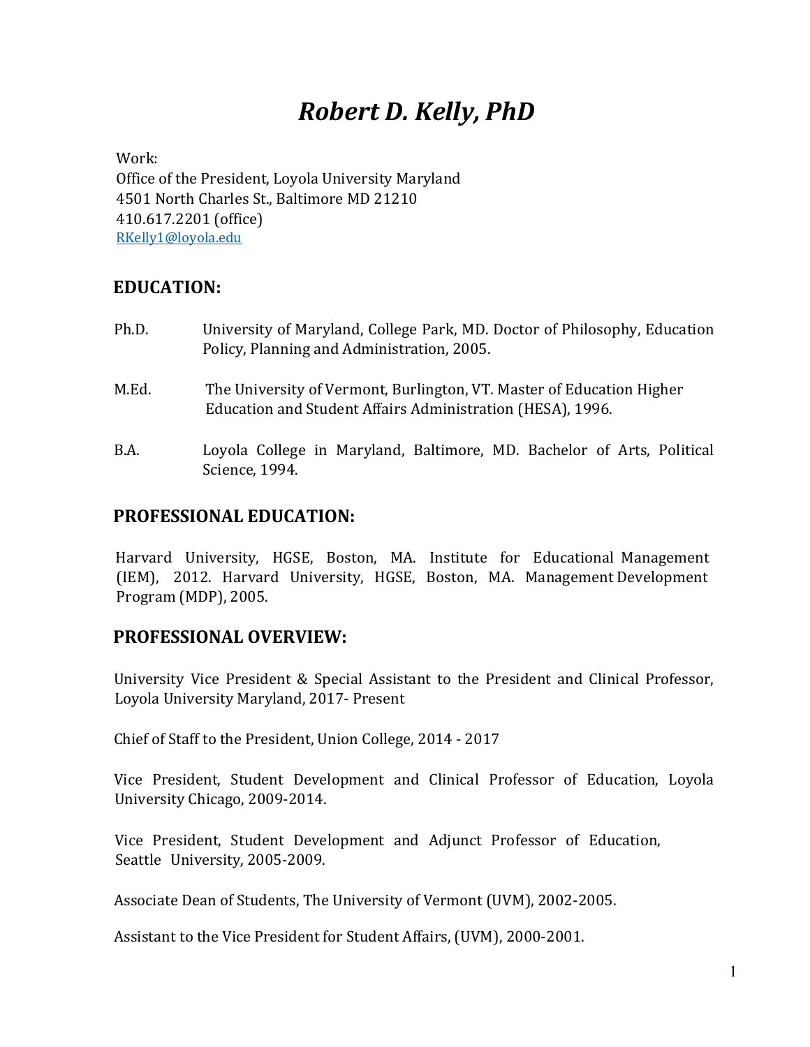# *Robert D. Kelly, PhD*

Work:
Office of the President, Loyola University Maryland
4501 North Charles St., Baltimore MD 21210
410.617.2201 (office)
RKelly1@loyola.edu

## EDUCATION:

Ph.D. University of Maryland, College Park, MD. Doctor of Philosophy, Education Policy, Planning and Administration, 2005.

M.Ed. The University of Vermont, Burlington, VT. Master of Education Higher Education and Student Affairs Administration (HESA), 1996.

B.A. Loyola College in Maryland, Baltimore, MD. Bachelor of Arts, Political Science, 1994.

## PROFESSIONAL EDUCATION:

Harvard University, HGSE, Boston, MA. Institute for Educational Management (IEM), 2012. Harvard University, HGSE, Boston, MA. Management Development Program (MDP), 2005.

## PROFESSIONAL OVERVIEW:

University Vice President & Special Assistant to the President and Clinical Professor, Loyola University Maryland, 2017- Present

Chief of Staff to the President, Union College, 2014 - 2017

Vice President, Student Development and Clinical Professor of Education, Loyola University Chicago, 2009-2014.

Vice President, Student Development and Adjunct Professor of Education, Seattle University, 2005-2009.

Associate Dean of Students, The University of Vermont (UVM), 2002-2005.

Assistant to the Vice President for Student Affairs, (UVM), 2000-2001.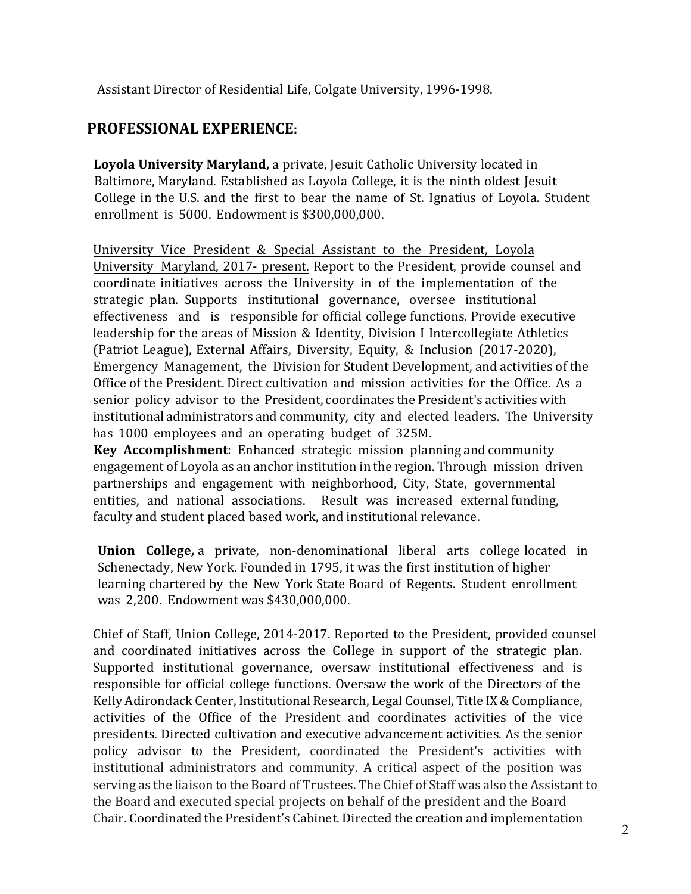Assistant Director of Residential Life, Colgate University, 1996-1998.

## PROFESSIONAL EXPERIENCE:

**Loyola University Maryland,** a private, Jesuit Catholic University located in Baltimore, Maryland. Established as Loyola College, it is the ninth oldest Jesuit College in the U.S. and the first to bear the name of St. Ignatius of Loyola. Student enrollment is 5000. Endowment is $300,000,000.

<u>University Vice President & Special Assistant to the President, Loyola University Maryland, 2017- present.</u> Report to the President, provide counsel and coordinate initiatives across the University in of the implementation of the strategic plan. Supports institutional governance, oversee institutional effectiveness and is responsible for official college functions. Provide executive leadership for the areas of Mission & Identity, Division I Intercollegiate Athletics (Patriot League), External Affairs, Diversity, Equity, & Inclusion (2017-2020), Emergency Management, the Division for Student Development, and activities of the Office of the President. Direct cultivation and mission activities for the Office. As a senior policy advisor to the President, coordinates the President's activities with institutional administrators and community, city and elected leaders. The University has 1000 employees and an operating budget of 325M.
**Key Accomplishment**: Enhanced strategic mission planning and community engagement of Loyola as an anchor institution in the region. Through mission driven partnerships and engagement with neighborhood, City, State, governmental entities, and national associations. Result was increased external funding, faculty and student placed based work, and institutional relevance.

**Union College,** a private, non-denominational liberal arts college located in Schenectady, New York. Founded in 1795, it was the first institution of higher learning chartered by the New York State Board of Regents. Student enrollment was 2,200. Endowment was $430,000,000.

<u>Chief of Staff, Union College, 2014-2017.</u> Reported to the President, provided counsel and coordinated initiatives across the College in support of the strategic plan. Supported institutional governance, oversaw institutional effectiveness and is responsible for official college functions. Oversaw the work of the Directors of the Kelly Adirondack Center, Institutional Research, Legal Counsel, Title IX & Compliance, activities of the Office of the President and coordinates activities of the vice presidents. Directed cultivation and executive advancement activities. As the senior policy advisor to the President, coordinated the President's activities with institutional administrators and community. A critical aspect of the position was serving as the liaison to the Board of Trustees. The Chief of Staff was also the Assistant to the Board and executed special projects on behalf of the president and the Board Chair. Coordinated the President's Cabinet. Directed the creation and implementation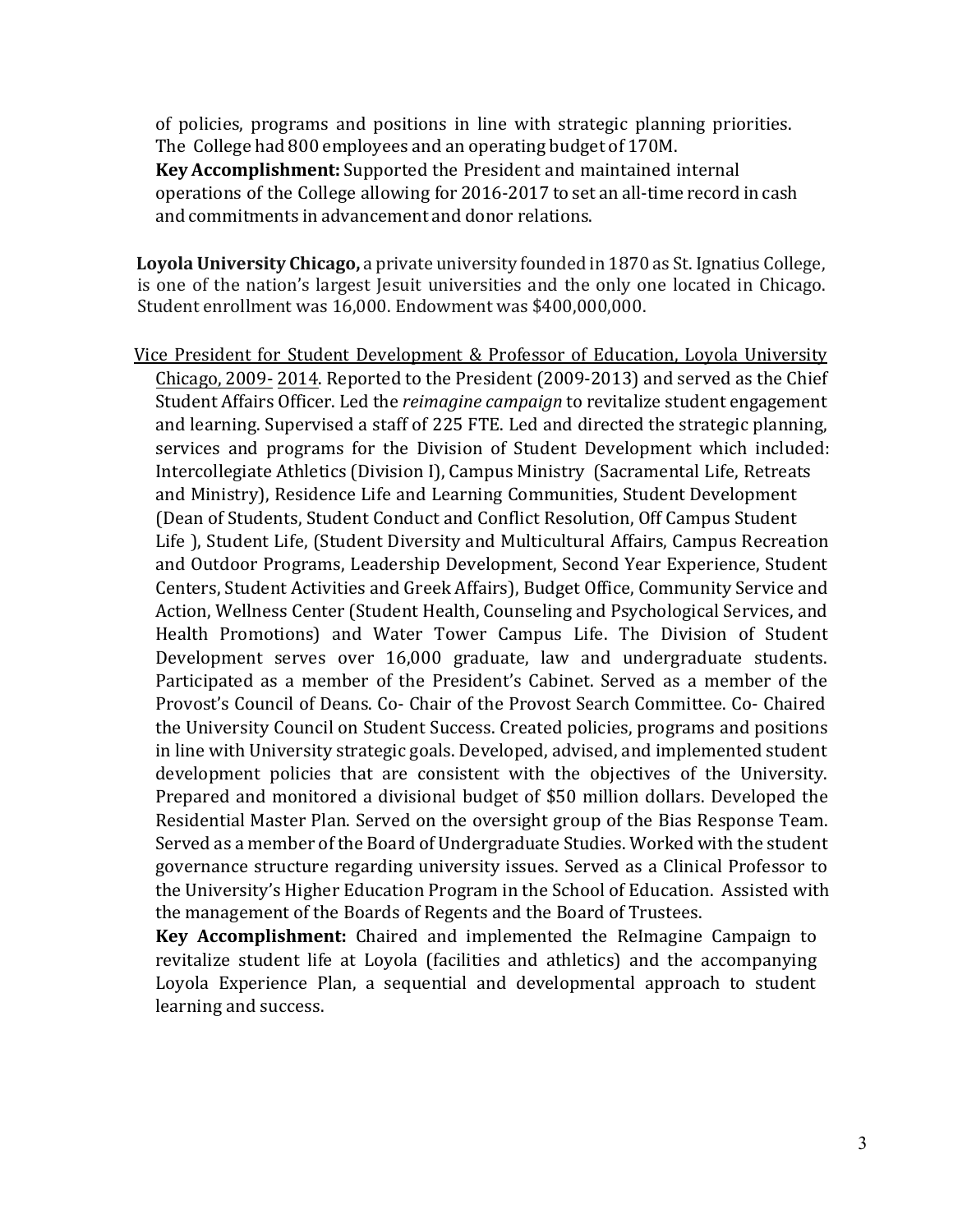of policies, programs and positions in line with strategic planning priorities. The College had 800 employees and an operating budget of 170M.
**Key Accomplishment:** Supported the President and maintained internal operations of the College allowing for 2016-2017 to set an all-time record in cash and commitments in advancement and donor relations.

**Loyola University Chicago,** a private university founded in 1870 as St. Ignatius College, is one of the nation's largest Jesuit universities and the only one located in Chicago. Student enrollment was 16,000. Endowment was $400,000,000.

<u>Vice President for Student Development & Professor of Education, Loyola University Chicago, 2009- 2014</u>. Reported to the President (2009-2013) and served as the Chief Student Affairs Officer. Led the *reimagine campaign* to revitalize student engagement and learning. Supervised a staff of 225 FTE. Led and directed the strategic planning, services and programs for the Division of Student Development which included: Intercollegiate Athletics (Division I), Campus Ministry (Sacramental Life, Retreats and Ministry), Residence Life and Learning Communities, Student Development (Dean of Students, Student Conduct and Conflict Resolution, Off Campus Student Life ), Student Life, (Student Diversity and Multicultural Affairs, Campus Recreation and Outdoor Programs, Leadership Development, Second Year Experience, Student Centers, Student Activities and Greek Affairs), Budget Office, Community Service and Action, Wellness Center (Student Health, Counseling and Psychological Services, and Health Promotions) and Water Tower Campus Life. The Division of Student Development serves over 16,000 graduate, law and undergraduate students. Participated as a member of the President's Cabinet. Served as a member of the Provost's Council of Deans. Co- Chair of the Provost Search Committee. Co- Chaired the University Council on Student Success. Created policies, programs and positions in line with University strategic goals. Developed, advised, and implemented student development policies that are consistent with the objectives of the University. Prepared and monitored a divisional budget of $50 million dollars. Developed the Residential Master Plan. Served on the oversight group of the Bias Response Team. Served as a member of the Board of Undergraduate Studies. Worked with the student governance structure regarding university issues. Served as a Clinical Professor to the University's Higher Education Program in the School of Education. Assisted with the management of the Boards of Regents and the Board of Trustees.
**Key Accomplishment:** Chaired and implemented the ReImagine Campaign to revitalize student life at Loyola (facilities and athletics) and the accompanying Loyola Experience Plan, a sequential and developmental approach to student learning and success.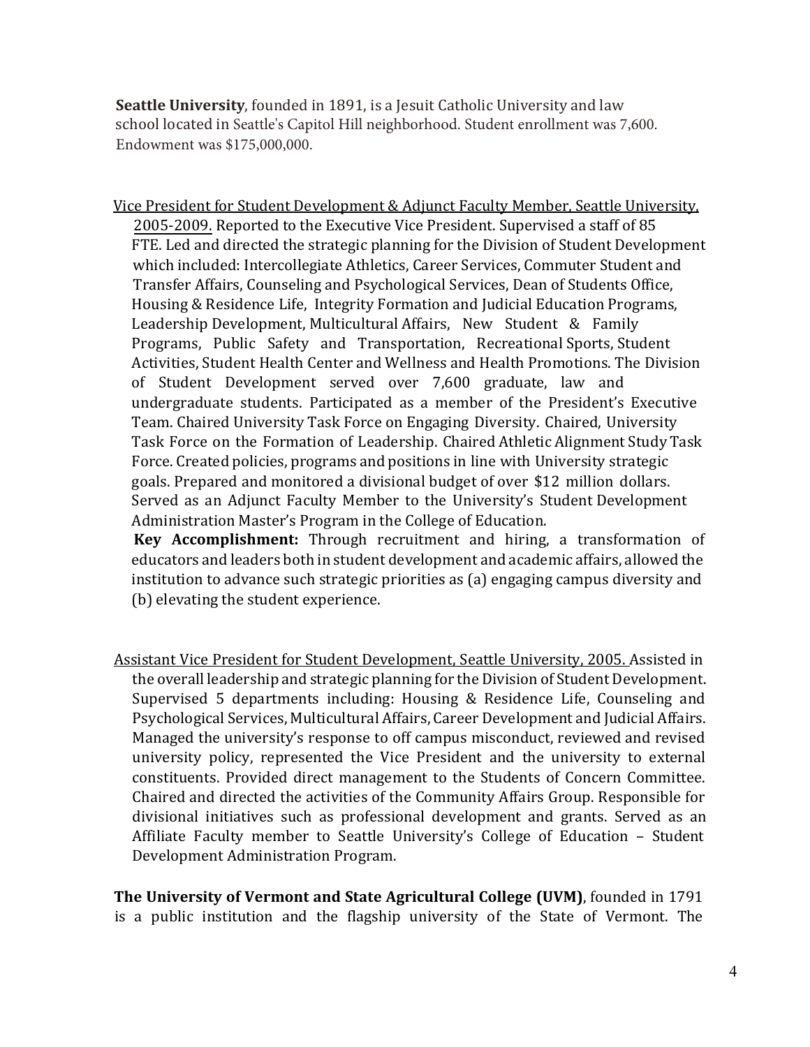**Seattle University**, founded in 1891, is a Jesuit Catholic University and law school located in Seattle's Capitol Hill neighborhood. Student enrollment was 7,600. Endowment was $175,000,000.

<u>Vice President for Student Development & Adjunct Faculty Member, Seattle University, 2005-2009.</u> Reported to the Executive Vice President. Supervised a staff of 85 FTE. Led and directed the strategic planning for the Division of Student Development which included: Intercollegiate Athletics, Career Services, Commuter Student and Transfer Affairs, Counseling and Psychological Services, Dean of Students Office, Housing & Residence Life, Integrity Formation and Judicial Education Programs, Leadership Development, Multicultural Affairs, New Student & Family Programs, Public Safety and Transportation, Recreational Sports, Student Activities, Student Health Center and Wellness and Health Promotions. The Division of Student Development served over 7,600 graduate, law and undergraduate students. Participated as a member of the President's Executive Team. Chaired University Task Force on Engaging Diversity. Chaired, University Task Force on the Formation of Leadership. Chaired Athletic Alignment Study Task Force. Created policies, programs and positions in line with University strategic goals. Prepared and monitored a divisional budget of over $12 million dollars. Served as an Adjunct Faculty Member to the University's Student Development Administration Master's Program in the College of Education.

**Key Accomplishment:** Through recruitment and hiring, a transformation of educators and leaders both in student development and academic affairs, allowed the institution to advance such strategic priorities as (a) engaging campus diversity and (b) elevating the student experience.

<u>Assistant Vice President for Student Development, Seattle University, 2005.</u> Assisted in the overall leadership and strategic planning for the Division of Student Development. Supervised 5 departments including: Housing & Residence Life, Counseling and Psychological Services, Multicultural Affairs, Career Development and Judicial Affairs. Managed the university's response to off campus misconduct, reviewed and revised university policy, represented the Vice President and the university to external constituents. Provided direct management to the Students of Concern Committee. Chaired and directed the activities of the Community Affairs Group. Responsible for divisional initiatives such as professional development and grants. Served as an Affiliate Faculty member to Seattle University's College of Education – Student Development Administration Program.

**The University of Vermont and State Agricultural College (UVM)**, founded in 1791 is a public institution and the flagship university of the State of Vermont. The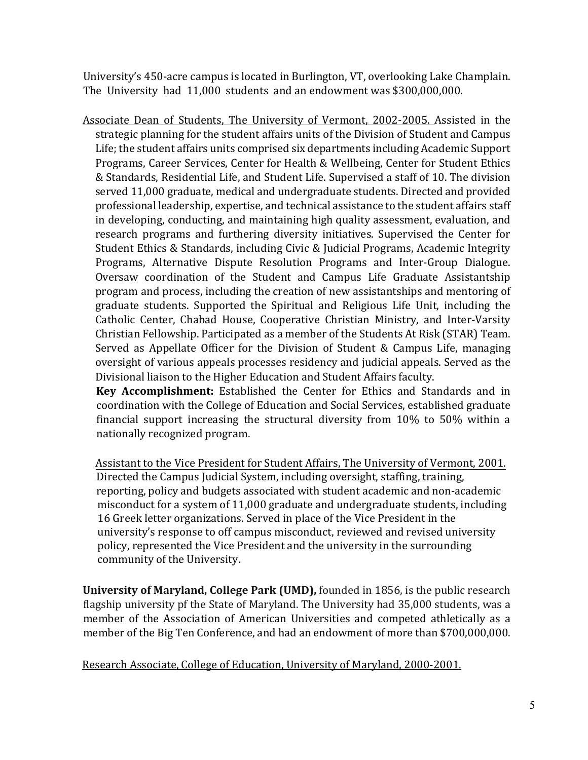University's 450-acre campus is located in Burlington, VT, overlooking Lake Champlain. The University had 11,000 students and an endowment was $300,000,000.

Associate Dean of Students, The University of Vermont, 2002-2005. Assisted in the strategic planning for the student affairs units of the Division of Student and Campus Life; the student affairs units comprised six departments including Academic Support Programs, Career Services, Center for Health & Wellbeing, Center for Student Ethics & Standards, Residential Life, and Student Life. Supervised a staff of 10. The division served 11,000 graduate, medical and undergraduate students. Directed and provided professional leadership, expertise, and technical assistance to the student affairs staff in developing, conducting, and maintaining high quality assessment, evaluation, and research programs and furthering diversity initiatives. Supervised the Center for Student Ethics & Standards, including Civic & Judicial Programs, Academic Integrity Programs, Alternative Dispute Resolution Programs and Inter-Group Dialogue. Oversaw coordination of the Student and Campus Life Graduate Assistantship program and process, including the creation of new assistantships and mentoring of graduate students. Supported the Spiritual and Religious Life Unit, including the Catholic Center, Chabad House, Cooperative Christian Ministry, and Inter-Varsity Christian Fellowship. Participated as a member of the Students At Risk (STAR) Team. Served as Appellate Officer for the Division of Student & Campus Life, managing oversight of various appeals processes residency and judicial appeals. Served as the Divisional liaison to the Higher Education and Student Affairs faculty.

**Key Accomplishment:** Established the Center for Ethics and Standards and in coordination with the College of Education and Social Services, established graduate financial support increasing the structural diversity from 10% to 50% within a nationally recognized program.

Assistant to the Vice President for Student Affairs, The University of Vermont, 2001. Directed the Campus Judicial System, including oversight, staffing, training, reporting, policy and budgets associated with student academic and non-academic misconduct for a system of 11,000 graduate and undergraduate students, including 16 Greek letter organizations. Served in place of the Vice President in the university's response to off campus misconduct, reviewed and revised university policy, represented the Vice President and the university in the surrounding community of the University.

**University of Maryland, College Park (UMD),** founded in 1856, is the public research flagship university pf the State of Maryland. The University had 35,000 students, was a member of the Association of American Universities and competed athletically as a member of the Big Ten Conference, and had an endowment of more than $700,000,000.

Research Associate, College of Education, University of Maryland, 2000-2001.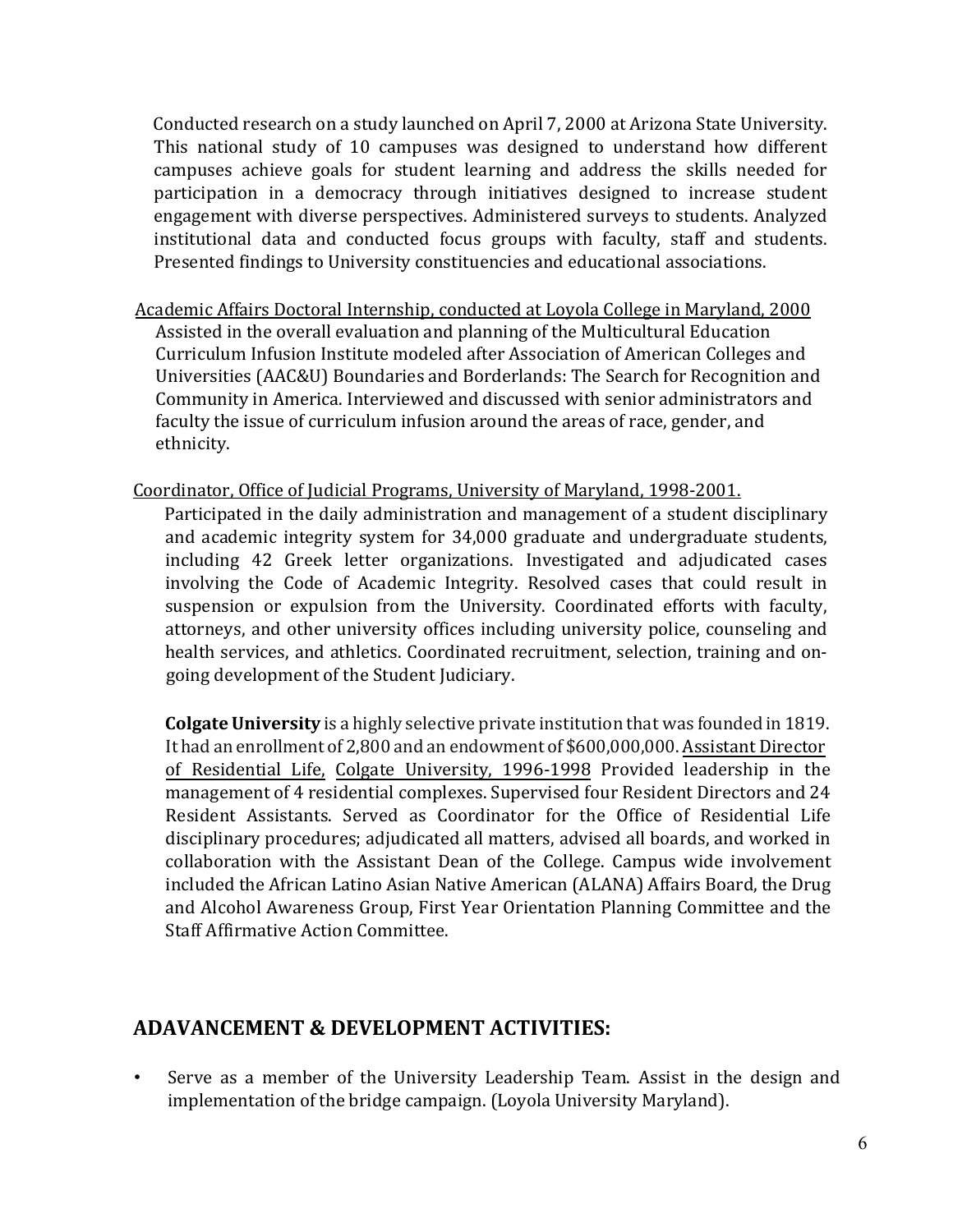Conducted research on a study launched on April 7, 2000 at Arizona State University. This national study of 10 campuses was designed to understand how different campuses achieve goals for student learning and address the skills needed for participation in a democracy through initiatives designed to increase student engagement with diverse perspectives. Administered surveys to students. Analyzed institutional data and conducted focus groups with faculty, staff and students. Presented findings to University constituencies and educational associations.

<u>Academic Affairs Doctoral Internship, conducted at Loyola College in Maryland, 2000</u>
Assisted in the overall evaluation and planning of the Multicultural Education Curriculum Infusion Institute modeled after Association of American Colleges and Universities (AAC&U) Boundaries and Borderlands: The Search for Recognition and Community in America. Interviewed and discussed with senior administrators and faculty the issue of curriculum infusion around the areas of race, gender, and ethnicity.

<u>Coordinator, Office of Judicial Programs, University of Maryland, 1998-2001.</u>
Participated in the daily administration and management of a student disciplinary and academic integrity system for 34,000 graduate and undergraduate students, including 42 Greek letter organizations. Investigated and adjudicated cases involving the Code of Academic Integrity. Resolved cases that could result in suspension or expulsion from the University. Coordinated efforts with faculty, attorneys, and other university offices including university police, counseling and health services, and athletics. Coordinated recruitment, selection, training and on-going development of the Student Judiciary.

**Colgate University** is a highly selective private institution that was founded in 1819. It had an enrollment of 2,800 and an endowment of $600,000,000. <u>Assistant Director of Residential Life,</u> <u>Colgate University, 1996-1998</u> Provided leadership in the management of 4 residential complexes. Supervised four Resident Directors and 24 Resident Assistants. Served as Coordinator for the Office of Residential Life disciplinary procedures; adjudicated all matters, advised all boards, and worked in collaboration with the Assistant Dean of the College. Campus wide involvement included the African Latino Asian Native American (ALANA) Affairs Board, the Drug and Alcohol Awareness Group, First Year Orientation Planning Committee and the Staff Affirmative Action Committee.

## ADAVANCEMENT & DEVELOPMENT ACTIVITIES:

- Serve as a member of the University Leadership Team. Assist in the design and implementation of the bridge campaign. (Loyola University Maryland).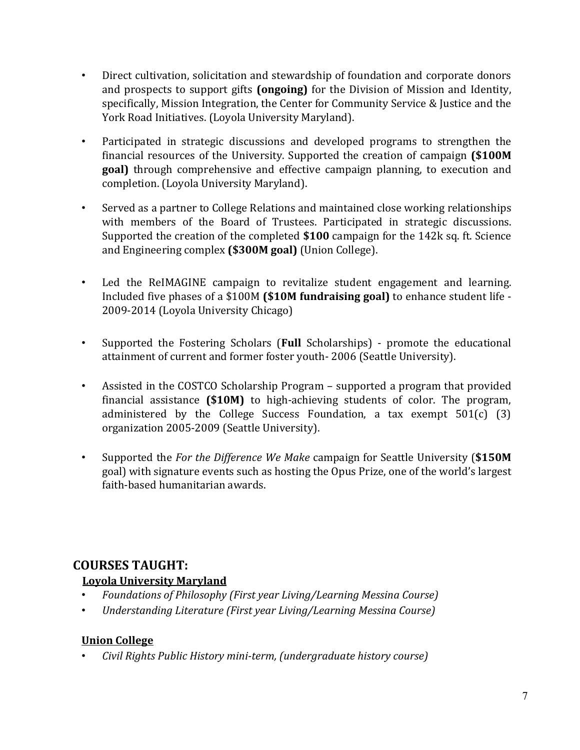- Direct cultivation, solicitation and stewardship of foundation and corporate donors and prospects to support gifts **(ongoing)** for the Division of Mission and Identity, specifically, Mission Integration, the Center for Community Service & Justice and the York Road Initiatives. (Loyola University Maryland).
- Participated in strategic discussions and developed programs to strengthen the financial resources of the University. Supported the creation of campaign **($100M goal)** through comprehensive and effective campaign planning, to execution and completion. (Loyola University Maryland).
- Served as a partner to College Relations and maintained close working relationships with members of the Board of Trustees. Participated in strategic discussions. Supported the creation of the completed **$100** campaign for the 142k sq. ft. Science and Engineering complex **($300M goal)** (Union College).
- Led the ReIMAGINE campaign to revitalize student engagement and learning. Included five phases of a $100M **($10M fundraising goal)** to enhance student life - 2009-2014 (Loyola University Chicago)
- Supported the Fostering Scholars (**Full** Scholarships) - promote the educational attainment of current and former foster youth- 2006 (Seattle University).
- Assisted in the COSTCO Scholarship Program – supported a program that provided financial assistance **($10M)** to high-achieving students of color. The program, administered by the College Success Foundation, a tax exempt 501(c) (3) organization 2005-2009 (Seattle University).
- Supported the *For the Difference We Make* campaign for Seattle University (**$150M** goal) with signature events such as hosting the Opus Prize, one of the world's largest faith-based humanitarian awards.

## COURSES TAUGHT:

### Loyola University Maryland

- *Foundations of Philosophy (First year Living/Learning Messina Course)*
- *Understanding Literature (First year Living/Learning Messina Course)*

### Union College

- *Civil Rights Public History mini-term, (undergraduate history course)*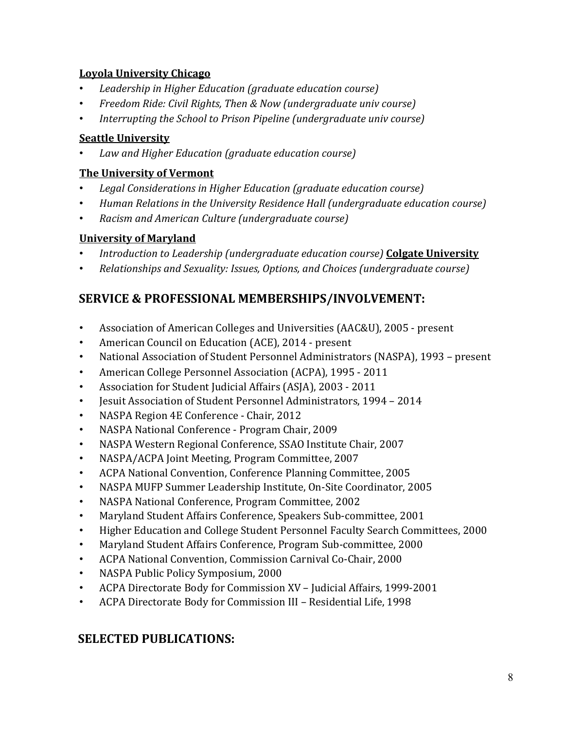**Loyola University Chicago**

- *Leadership in Higher Education (graduate education course)*
- *Freedom Ride: Civil Rights, Then & Now (undergraduate univ course)*
- *Interrupting the School to Prison Pipeline (undergraduate univ course)*

**Seattle University**

- *Law and Higher Education (graduate education course)*

**The University of Vermont**

- *Legal Considerations in Higher Education (graduate education course)*
- *Human Relations in the University Residence Hall (undergraduate education course)*
- *Racism and American Culture (undergraduate course)*

**University of Maryland**

- *Introduction to Leadership (undergraduate education course)* **Colgate University**
- *Relationships and Sexuality: Issues, Options, and Choices (undergraduate course)*

## SERVICE & PROFESSIONAL MEMBERSHIPS/INVOLVEMENT:

- Association of American Colleges and Universities (AAC&U), 2005 - present
- American Council on Education (ACE), 2014 - present
- National Association of Student Personnel Administrators (NASPA), 1993 – present
- American College Personnel Association (ACPA), 1995 - 2011
- Association for Student Judicial Affairs (ASJA), 2003 - 2011
- Jesuit Association of Student Personnel Administrators, 1994 – 2014
- NASPA Region 4E Conference - Chair, 2012
- NASPA National Conference - Program Chair, 2009
- NASPA Western Regional Conference, SSAO Institute Chair, 2007
- NASPA/ACPA Joint Meeting, Program Committee, 2007
- ACPA National Convention, Conference Planning Committee, 2005
- NASPA MUFP Summer Leadership Institute, On-Site Coordinator, 2005
- NASPA National Conference, Program Committee, 2002
- Maryland Student Affairs Conference, Speakers Sub-committee, 2001
- Higher Education and College Student Personnel Faculty Search Committees, 2000
- Maryland Student Affairs Conference, Program Sub-committee, 2000
- ACPA National Convention, Commission Carnival Co-Chair, 2000
- NASPA Public Policy Symposium, 2000
- ACPA Directorate Body for Commission XV – Judicial Affairs, 1999-2001
- ACPA Directorate Body for Commission III – Residential Life, 1998

## SELECTED PUBLICATIONS: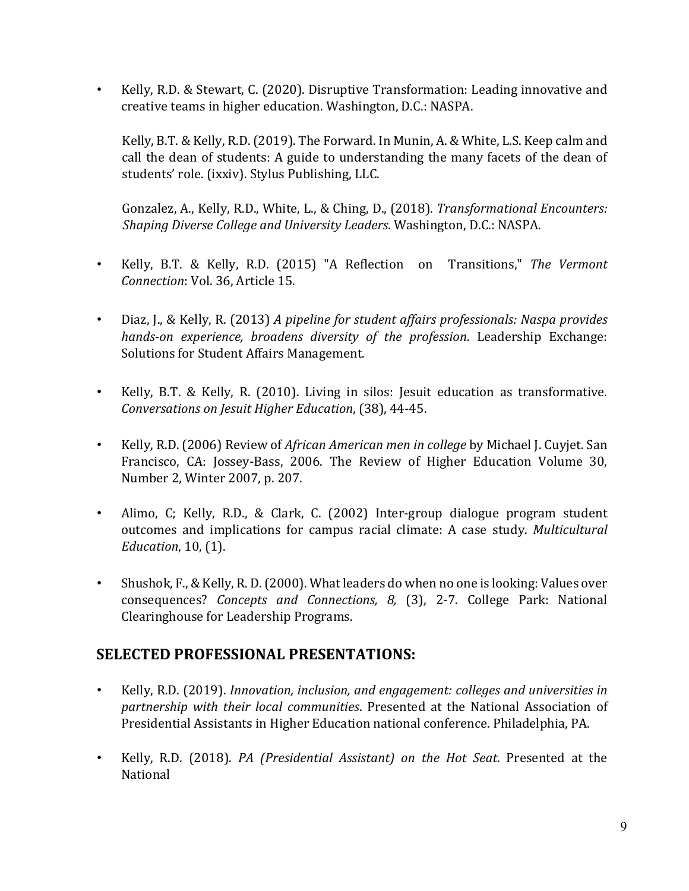- Kelly, R.D. & Stewart, C. (2020). Disruptive Transformation: Leading innovative and creative teams in higher education. Washington, D.C.: NASPA.

  Kelly, B.T. & Kelly, R.D. (2019). The Forward. In Munin, A. & White, L.S. Keep calm and call the dean of students: A guide to understanding the many facets of the dean of students' role. (ixxiv). Stylus Publishing, LLC.

  Gonzalez, A., Kelly, R.D., White, L., & Ching, D., (2018). *Transformational Encounters: Shaping Diverse College and University Leaders*. Washington, D.C.: NASPA.

- Kelly, B.T. & Kelly, R.D. (2015) "A Reflection on Transitions," *The Vermont Connection*: Vol. 36, Article 15.

- Diaz, J., & Kelly, R. (2013) *A pipeline for student affairs professionals: Naspa provides hands-on experience, broadens diversity of the profession*. Leadership Exchange: Solutions for Student Affairs Management.

- Kelly, B.T. & Kelly, R. (2010). Living in silos: Jesuit education as transformative. *Conversations on Jesuit Higher Education*, (38), 44-45.

- Kelly, R.D. (2006) Review of *African American men in college* by Michael J. Cuyjet. San Francisco, CA: Jossey-Bass, 2006. The Review of Higher Education Volume 30, Number 2, Winter 2007, p. 207.

- Alimo, C; Kelly, R.D., & Clark, C. (2002) Inter-group dialogue program student outcomes and implications for campus racial climate: A case study. *Multicultural Education*, 10, (1).

- Shushok, F., & Kelly, R. D. (2000). What leaders do when no one is looking: Values over consequences? *Concepts and Connections, 8,* (3), 2-7. College Park: National Clearinghouse for Leadership Programs.

## SELECTED PROFESSIONAL PRESENTATIONS:

- Kelly, R.D. (2019). *Innovation, inclusion, and engagement: colleges and universities in partnership with their local communities*. Presented at the National Association of Presidential Assistants in Higher Education national conference. Philadelphia, PA.

- Kelly, R.D. (2018). *PA (Presidential Assistant) on the Hot Seat*. Presented at the National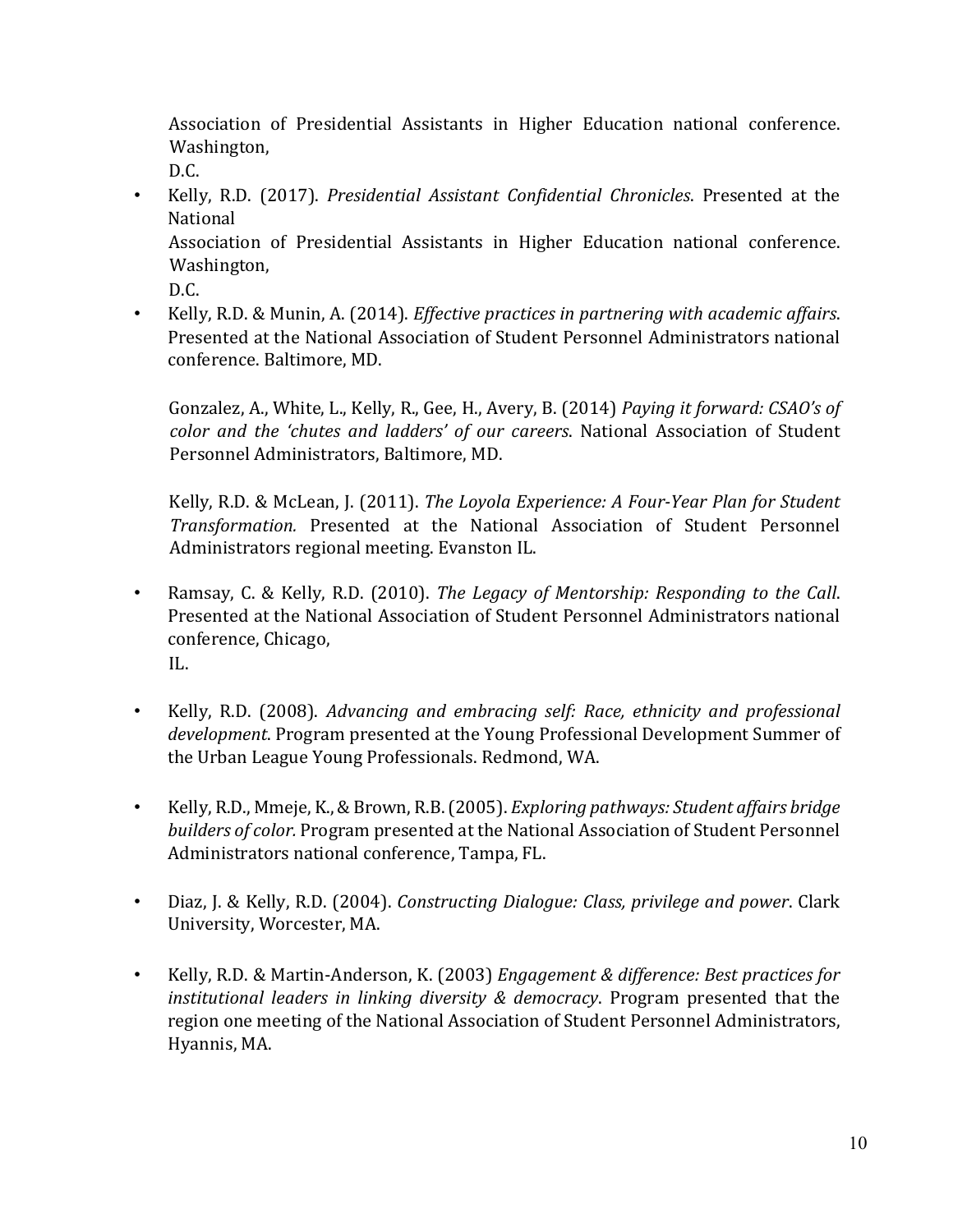Association of Presidential Assistants in Higher Education national conference. Washington, D.C.

- Kelly, R.D. (2017). *Presidential Assistant Confidential Chronicles*. Presented at the National Association of Presidential Assistants in Higher Education national conference. Washington, D.C.
- Kelly, R.D. & Munin, A. (2014). *Effective practices in partnering with academic affairs*. Presented at the National Association of Student Personnel Administrators national conference. Baltimore, MD.

  Gonzalez, A., White, L., Kelly, R., Gee, H., Avery, B. (2014) *Paying it forward: CSAO's of color and the 'chutes and ladders' of our careers*. National Association of Student Personnel Administrators, Baltimore, MD.

  Kelly, R.D. & McLean, J. (2011). *The Loyola Experience: A Four-Year Plan for Student Transformation.* Presented at the National Association of Student Personnel Administrators regional meeting. Evanston IL.

- Ramsay, C. & Kelly, R.D. (2010). *The Legacy of Mentorship: Responding to the Call*. Presented at the National Association of Student Personnel Administrators national conference, Chicago, IL.

- Kelly, R.D. (2008). *Advancing and embracing self: Race, ethnicity and professional development*. Program presented at the Young Professional Development Summer of the Urban League Young Professionals. Redmond, WA.

- Kelly, R.D., Mmeje, K., & Brown, R.B. (2005). *Exploring pathways: Student affairs bridge builders of color.* Program presented at the National Association of Student Personnel Administrators national conference, Tampa, FL.

- Diaz, J. & Kelly, R.D. (2004). *Constructing Dialogue: Class, privilege and power*. Clark University, Worcester, MA.

- Kelly, R.D. & Martin-Anderson, K. (2003) *Engagement & difference: Best practices for institutional leaders in linking diversity & democracy*. Program presented that the region one meeting of the National Association of Student Personnel Administrators, Hyannis, MA.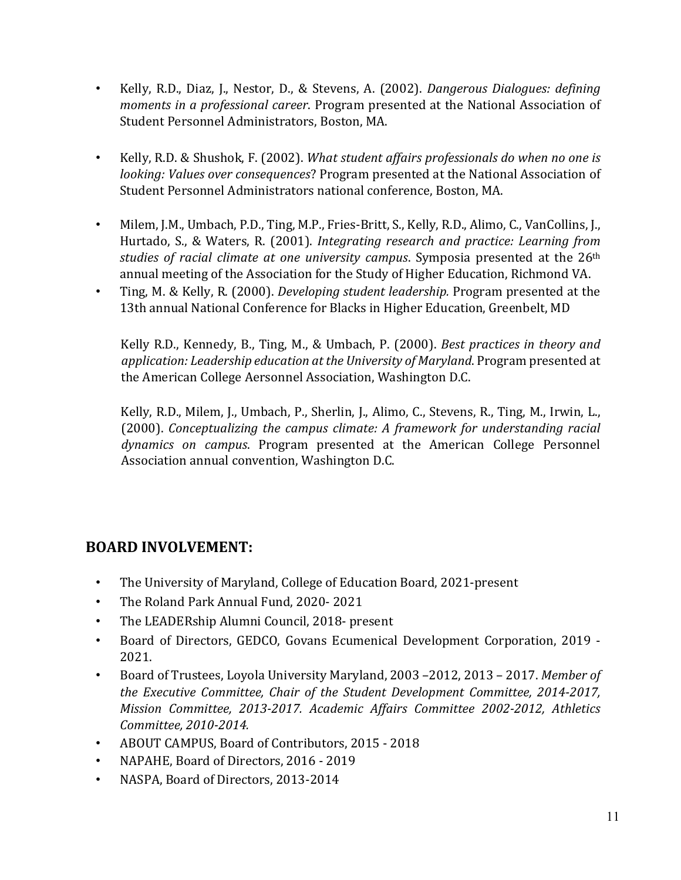- Kelly, R.D., Diaz, J., Nestor, D., & Stevens, A. (2002). *Dangerous Dialogues: defining moments in a professional career*. Program presented at the National Association of Student Personnel Administrators, Boston, MA.

- Kelly, R.D. & Shushok, F. (2002). *What student affairs professionals do when no one is looking: Values over consequences*? Program presented at the National Association of Student Personnel Administrators national conference, Boston, MA.

- Milem, J.M., Umbach, P.D., Ting, M.P., Fries-Britt, S., Kelly, R.D., Alimo, C., VanCollins, J., Hurtado, S., & Waters, R. (2001). *Integrating research and practice: Learning from studies of racial climate at one university campus*. Symposia presented at the 26th annual meeting of the Association for the Study of Higher Education, Richmond VA.
- Ting, M. & Kelly, R. (2000). *Developing student leadership.* Program presented at the 13th annual National Conference for Blacks in Higher Education, Greenbelt, MD

  Kelly R.D., Kennedy, B., Ting, M., & Umbach, P. (2000). *Best practices in theory and application: Leadership education at the University of Maryland*. Program presented at the American College Aersonnel Association, Washington D.C.

  Kelly, R.D., Milem, J., Umbach, P., Sherlin, J., Alimo, C., Stevens, R., Ting, M., Irwin, L., (2000). *Conceptualizing the campus climate: A framework for understanding racial dynamics on campus*. Program presented at the American College Personnel Association annual convention, Washington D.C.

## BOARD INVOLVEMENT:

- The University of Maryland, College of Education Board, 2021-present
- The Roland Park Annual Fund, 2020- 2021
- The LEADERship Alumni Council, 2018- present
- Board of Directors, GEDCO, Govans Ecumenical Development Corporation, 2019 - 2021.
- Board of Trustees, Loyola University Maryland, 2003 –2012, 2013 – 2017. *Member of the Executive Committee, Chair of the Student Development Committee, 2014-2017, Mission Committee, 2013-2017. Academic Affairs Committee 2002-2012, Athletics Committee, 2010-2014.*
- ABOUT CAMPUS, Board of Contributors, 2015 - 2018
- NAPAHE, Board of Directors, 2016 - 2019
- NASPA, Board of Directors, 2013-2014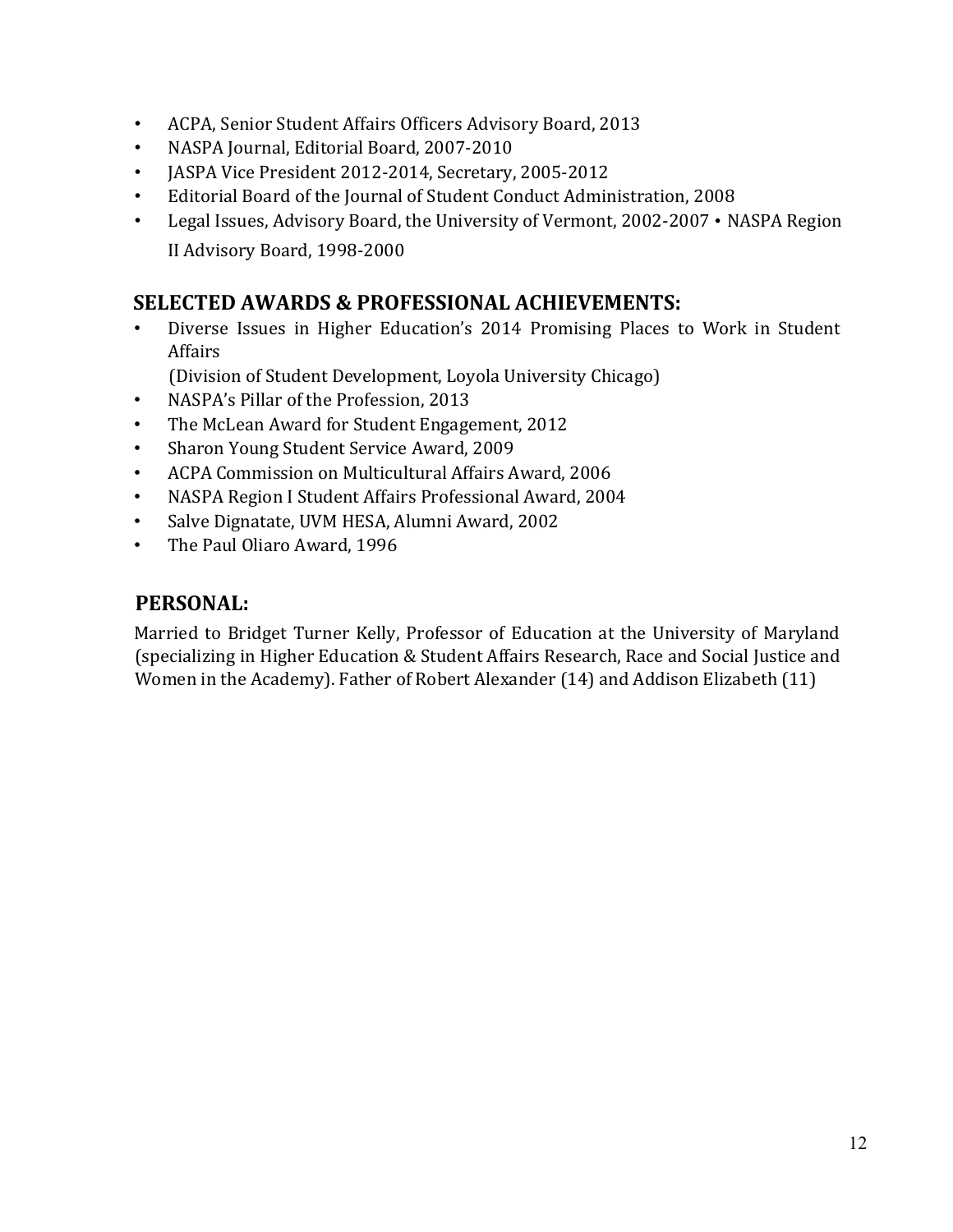- ACPA, Senior Student Affairs Officers Advisory Board, 2013
- NASPA Journal, Editorial Board, 2007-2010
- JASPA Vice President 2012-2014, Secretary, 2005-2012
- Editorial Board of the Journal of Student Conduct Administration, 2008
- Legal Issues, Advisory Board, the University of Vermont, 2002-2007 • NASPA Region II Advisory Board, 1998-2000

## SELECTED AWARDS & PROFESSIONAL ACHIEVEMENTS:

- Diverse Issues in Higher Education's 2014 Promising Places to Work in Student Affairs
  (Division of Student Development, Loyola University Chicago)
- NASPA's Pillar of the Profession, 2013
- The McLean Award for Student Engagement, 2012
- Sharon Young Student Service Award, 2009
- ACPA Commission on Multicultural Affairs Award, 2006
- NASPA Region I Student Affairs Professional Award, 2004
- Salve Dignatate, UVM HESA, Alumni Award, 2002
- The Paul Oliaro Award, 1996

## PERSONAL:

Married to Bridget Turner Kelly, Professor of Education at the University of Maryland (specializing in Higher Education & Student Affairs Research, Race and Social Justice and Women in the Academy). Father of Robert Alexander (14) and Addison Elizabeth (11)